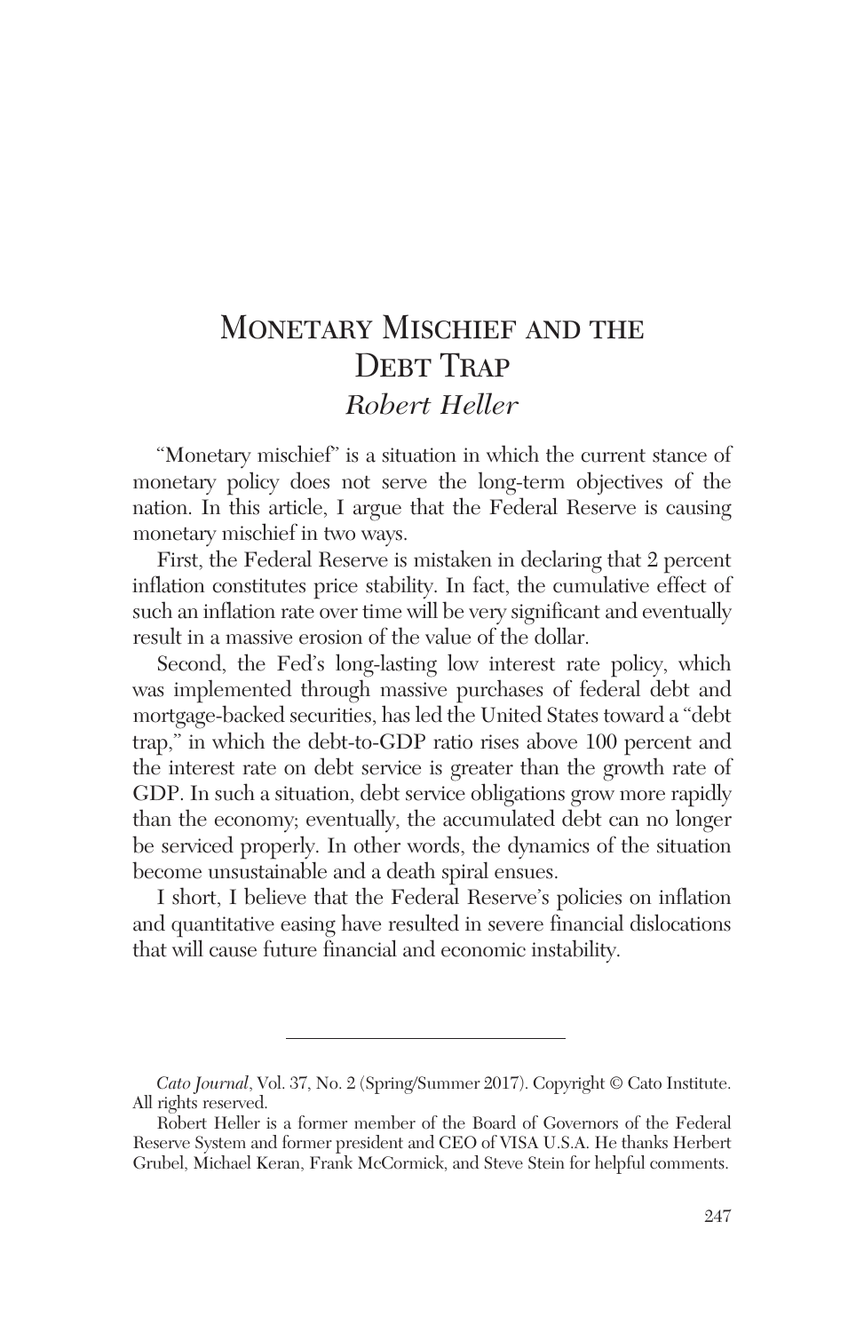# Monetary Mischief and the Debt Trap

*Robert Heller*

"Monetary mischief" is a situation in which the current stance of monetary policy does not serve the long-term objectives of the nation. In this article, I argue that the Federal Reserve is causing monetary mischief in two ways.

First, the Federal Reserve is mistaken in declaring that 2 percent inflation constitutes price stability. In fact, the cumulative effect of such an inflation rate over time will be very significant and eventually result in a massive erosion of the value of the dollar.

Second, the Fed's long-lasting low interest rate policy, which was implemented through massive purchases of federal debt and mortgage-backed securities, has led the United States toward a "debt trap," in which the debt-to-GDP ratio rises above 100 percent and the interest rate on debt service is greater than the growth rate of GDP. In such a situation, debt service obligations grow more rapidly than the economy; eventually, the accumulated debt can no longer be serviced properly. In other words, the dynamics of the situation become unsustainable and a death spiral ensues.

I short, I believe that the Federal Reserve's policies on inflation and quantitative easing have resulted in severe financial dislocations that will cause future financial and economic instability.

---

*Cato Journal*, Vol. 37, No. 2 (Spring/Summer 2017). Copyright © Cato Institute. All rights reserved.

Robert Heller is a former member of the Board of Governors of the Federal Reserve System and former president and CEO of VISA U.S.A. He thanks Herbert Grubel, Michael Keran, Frank McCormick, and Steve Stein for helpful comments.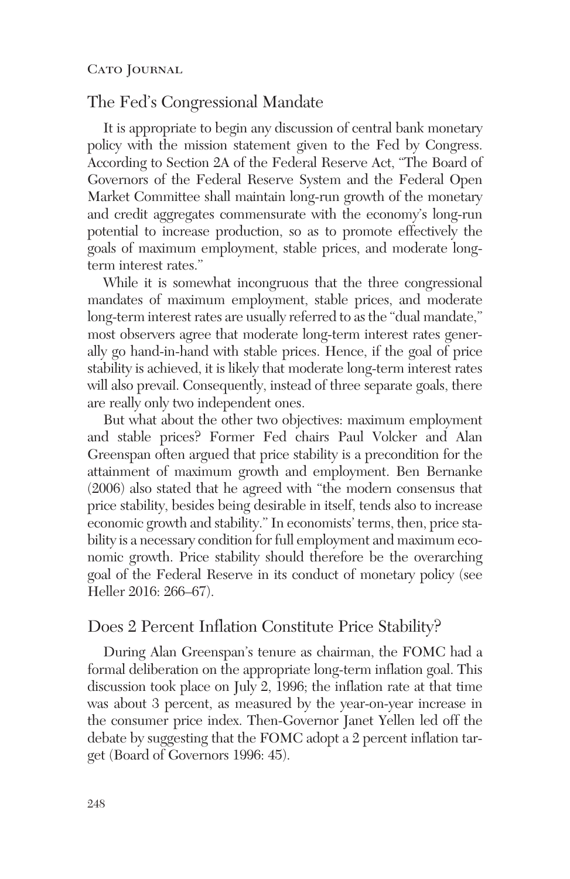## The Fed's Congressional Mandate

It is appropriate to begin any discussion of central bank monetary policy with the mission statement given to the Fed by Congress. According to Section 2A of the Federal Reserve Act, "The Board of Governors of the Federal Reserve System and the Federal Open Market Committee shall maintain long-run growth of the monetary and credit aggregates commensurate with the economy's long-run potential to increase production, so as to promote effectively the goals of maximum employment, stable prices, and moderate long-term interest rates."

While it is somewhat incongruous that the three congressional mandates of maximum employment, stable prices, and moderate long-term interest rates are usually referred to as the "dual mandate," most observers agree that moderate long-term interest rates generally go hand-in-hand with stable prices. Hence, if the goal of price stability is achieved, it is likely that moderate long-term interest rates will also prevail. Consequently, instead of three separate goals, there are really only two independent ones.

But what about the other two objectives: maximum employment and stable prices? Former Fed chairs Paul Volcker and Alan Greenspan often argued that price stability is a precondition for the attainment of maximum growth and employment. Ben Bernanke (2006) also stated that he agreed with "the modern consensus that price stability, besides being desirable in itself, tends also to increase economic growth and stability." In economists' terms, then, price stability is a necessary condition for full employment and maximum economic growth. Price stability should therefore be the overarching goal of the Federal Reserve in its conduct of monetary policy (see Heller 2016: 266–67).

## Does 2 Percent Inflation Constitute Price Stability?

During Alan Greenspan's tenure as chairman, the FOMC had a formal deliberation on the appropriate long-term inflation goal. This discussion took place on July 2, 1996; the inflation rate at that time was about 3 percent, as measured by the year-on-year increase in the consumer price index. Then-Governor Janet Yellen led off the debate by suggesting that the FOMC adopt a 2 percent inflation target (Board of Governors 1996: 45).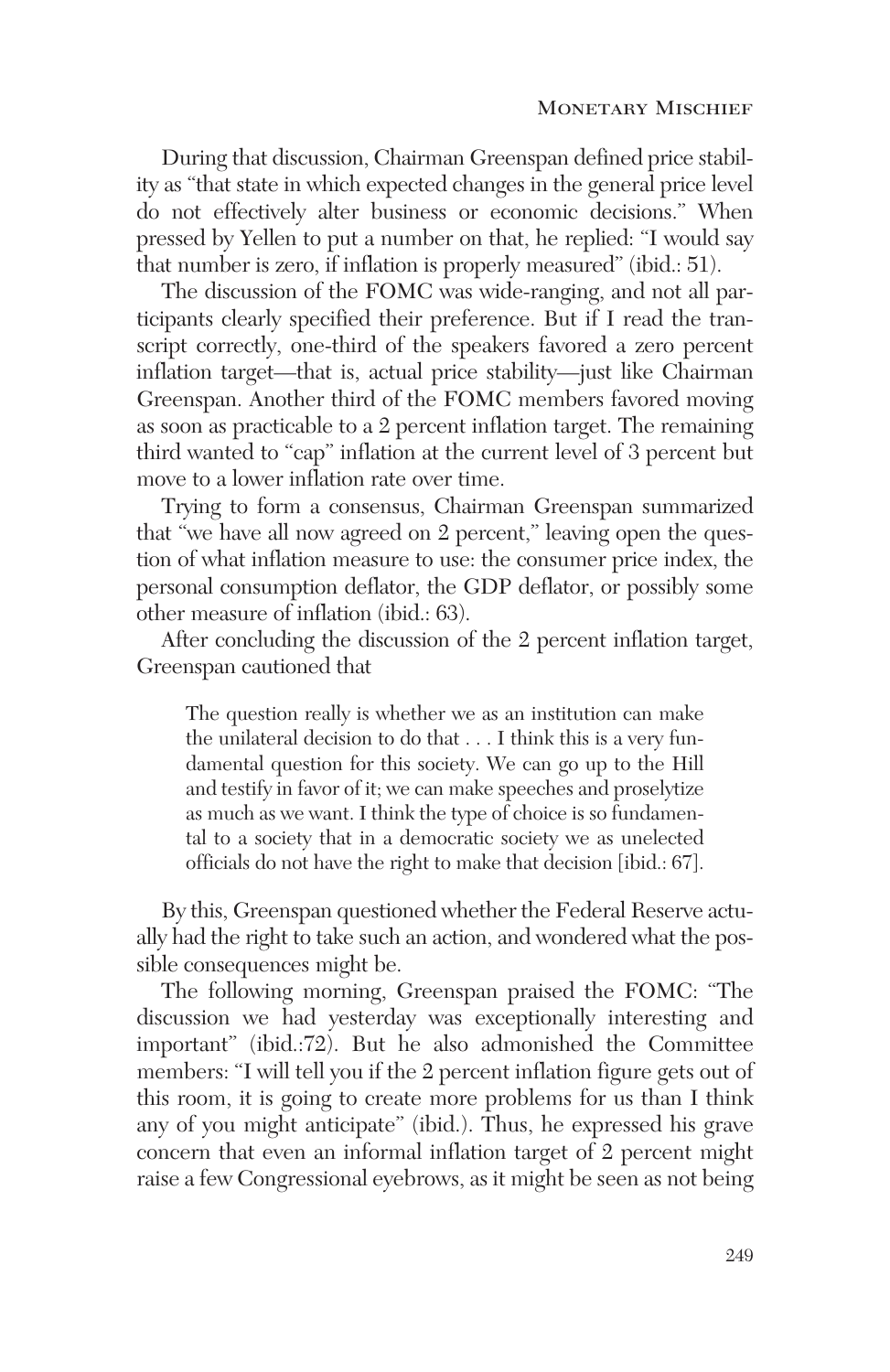During that discussion, Chairman Greenspan defined price stability as "that state in which expected changes in the general price level do not effectively alter business or economic decisions." When pressed by Yellen to put a number on that, he replied: "I would say that number is zero, if inflation is properly measured" (ibid.: 51).

The discussion of the FOMC was wide-ranging, and not all participants clearly specified their preference. But if I read the transcript correctly, one-third of the speakers favored a zero percent inflation target—that is, actual price stability—just like Chairman Greenspan. Another third of the FOMC members favored moving as soon as practicable to a 2 percent inflation target. The remaining third wanted to "cap" inflation at the current level of 3 percent but move to a lower inflation rate over time.

Trying to form a consensus, Chairman Greenspan summarized that "we have all now agreed on 2 percent," leaving open the question of what inflation measure to use: the consumer price index, the personal consumption deflator, the GDP deflator, or possibly some other measure of inflation (ibid.: 63).

After concluding the discussion of the 2 percent inflation target, Greenspan cautioned that

> The question really is whether we as an institution can make the unilateral decision to do that . . . I think this is a very fundamental question for this society. We can go up to the Hill and testify in favor of it; we can make speeches and proselytize as much as we want. I think the type of choice is so fundamental to a society that in a democratic society we as unelected officials do not have the right to make that decision [ibid.: 67].

By this, Greenspan questioned whether the Federal Reserve actually had the right to take such an action, and wondered what the possible consequences might be.

The following morning, Greenspan praised the FOMC: "The discussion we had yesterday was exceptionally interesting and important" (ibid.:72). But he also admonished the Committee members: "I will tell you if the 2 percent inflation figure gets out of this room, it is going to create more problems for us than I think any of you might anticipate" (ibid.). Thus, he expressed his grave concern that even an informal inflation target of 2 percent might raise a few Congressional eyebrows, as it might be seen as not being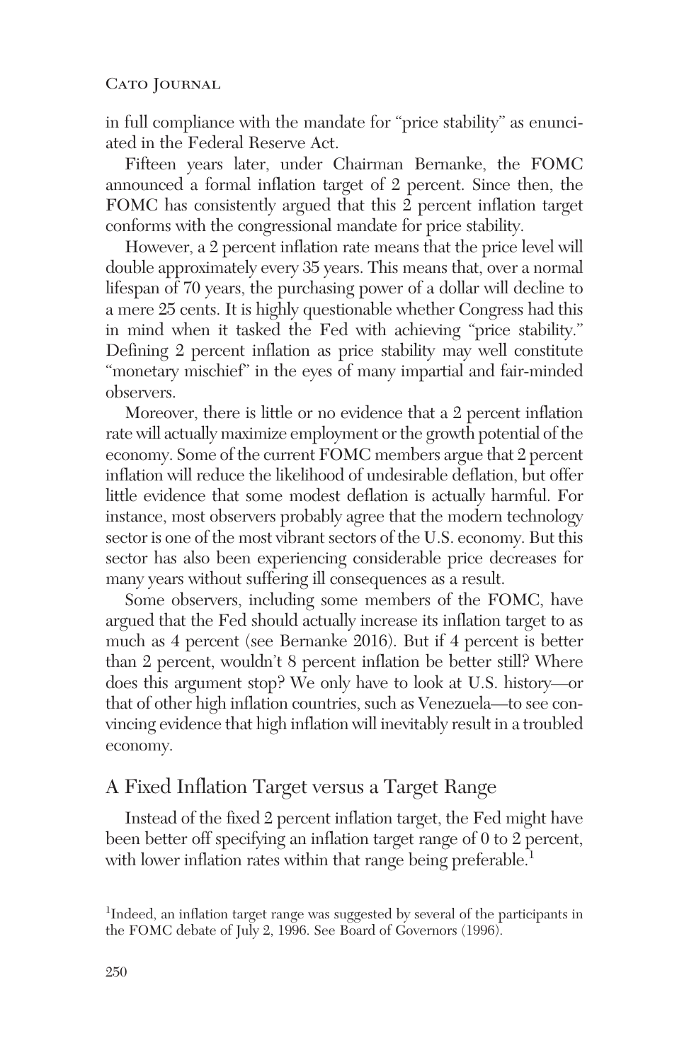in full compliance with the mandate for "price stability" as enunciated in the Federal Reserve Act.

Fifteen years later, under Chairman Bernanke, the FOMC announced a formal inflation target of 2 percent. Since then, the FOMC has consistently argued that this 2 percent inflation target conforms with the congressional mandate for price stability.

However, a 2 percent inflation rate means that the price level will double approximately every 35 years. This means that, over a normal lifespan of 70 years, the purchasing power of a dollar will decline to a mere 25 cents. It is highly questionable whether Congress had this in mind when it tasked the Fed with achieving "price stability." Defining 2 percent inflation as price stability may well constitute "monetary mischief" in the eyes of many impartial and fair-minded observers.

Moreover, there is little or no evidence that a 2 percent inflation rate will actually maximize employment or the growth potential of the economy. Some of the current FOMC members argue that 2 percent inflation will reduce the likelihood of undesirable deflation, but offer little evidence that some modest deflation is actually harmful. For instance, most observers probably agree that the modern technology sector is one of the most vibrant sectors of the U.S. economy. But this sector has also been experiencing considerable price decreases for many years without suffering ill consequences as a result.

Some observers, including some members of the FOMC, have argued that the Fed should actually increase its inflation target to as much as 4 percent (see Bernanke 2016). But if 4 percent is better than 2 percent, wouldn't 8 percent inflation be better still? Where does this argument stop? We only have to look at U.S. history—or that of other high inflation countries, such as Venezuela—to see convincing evidence that high inflation will inevitably result in a troubled economy.

## A Fixed Inflation Target versus a Target Range

Instead of the fixed 2 percent inflation target, the Fed might have been better off specifying an inflation target range of 0 to 2 percent, with lower inflation rates within that range being preferable.[1]

[1]Indeed, an inflation target range was suggested by several of the participants in the FOMC debate of July 2, 1996. See Board of Governors (1996).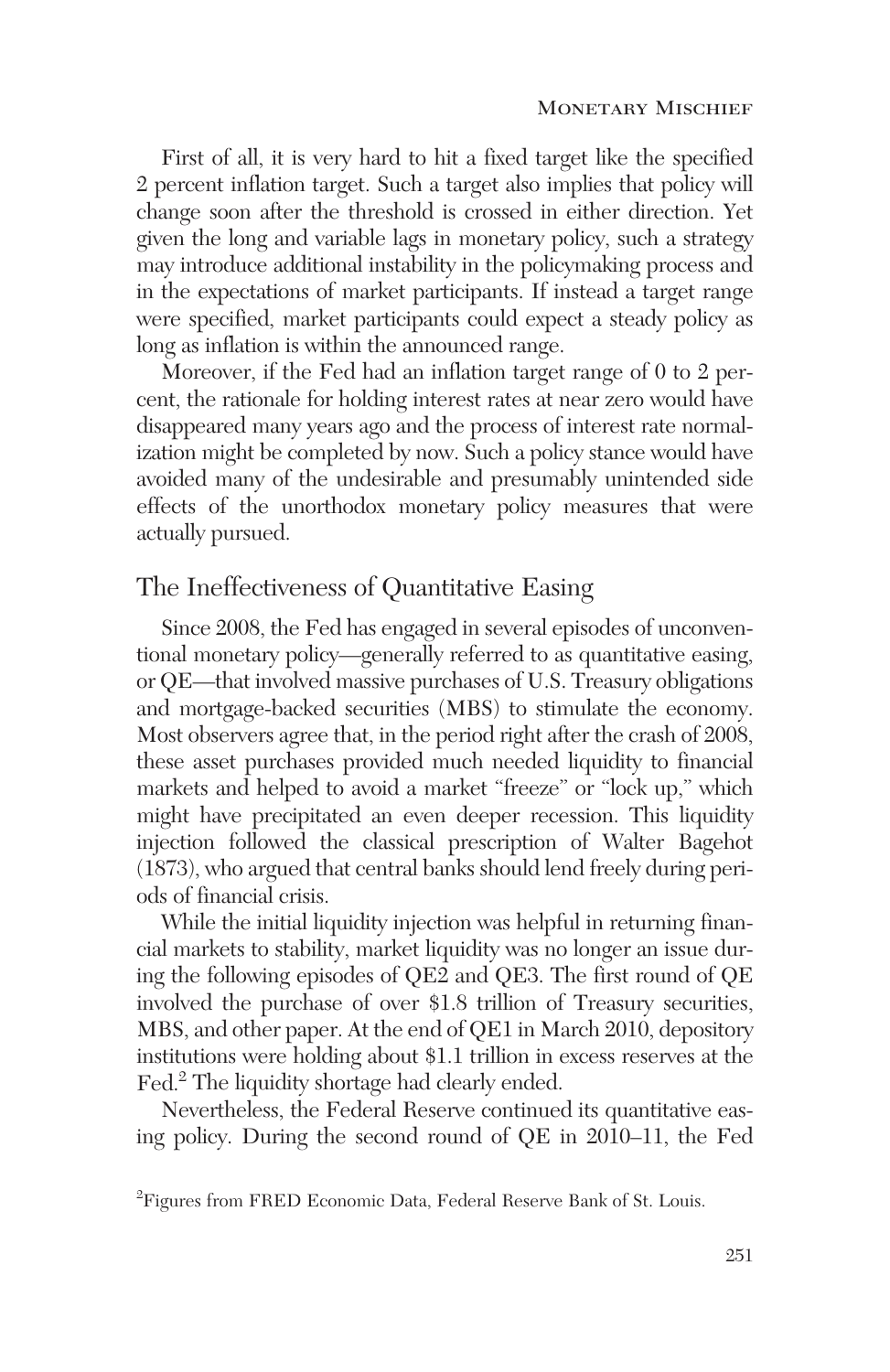First of all, it is very hard to hit a fixed target like the specified 2 percent inflation target. Such a target also implies that policy will change soon after the threshold is crossed in either direction. Yet given the long and variable lags in monetary policy, such a strategy may introduce additional instability in the policymaking process and in the expectations of market participants. If instead a target range were specified, market participants could expect a steady policy as long as inflation is within the announced range.

Moreover, if the Fed had an inflation target range of 0 to 2 percent, the rationale for holding interest rates at near zero would have disappeared many years ago and the process of interest rate normalization might be completed by now. Such a policy stance would have avoided many of the undesirable and presumably unintended side effects of the unorthodox monetary policy measures that were actually pursued.

## The Ineffectiveness of Quantitative Easing

Since 2008, the Fed has engaged in several episodes of unconventional monetary policy—generally referred to as quantitative easing, or QE—that involved massive purchases of U.S. Treasury obligations and mortgage-backed securities (MBS) to stimulate the economy. Most observers agree that, in the period right after the crash of 2008, these asset purchases provided much needed liquidity to financial markets and helped to avoid a market "freeze" or "lock up," which might have precipitated an even deeper recession. This liquidity injection followed the classical prescription of Walter Bagehot (1873), who argued that central banks should lend freely during periods of financial crisis.

While the initial liquidity injection was helpful in returning financial markets to stability, market liquidity was no longer an issue during the following episodes of QE2 and QE3. The first round of QE involved the purchase of over $1.8 trillion of Treasury securities, MBS, and other paper. At the end of QE1 in March 2010, depository institutions were holding about $1.1 trillion in excess reserves at the Fed.[2] The liquidity shortage had clearly ended.

Nevertheless, the Federal Reserve continued its quantitative easing policy. During the second round of QE in 2010–11, the Fed

[2] Figures from FRED Economic Data, Federal Reserve Bank of St. Louis.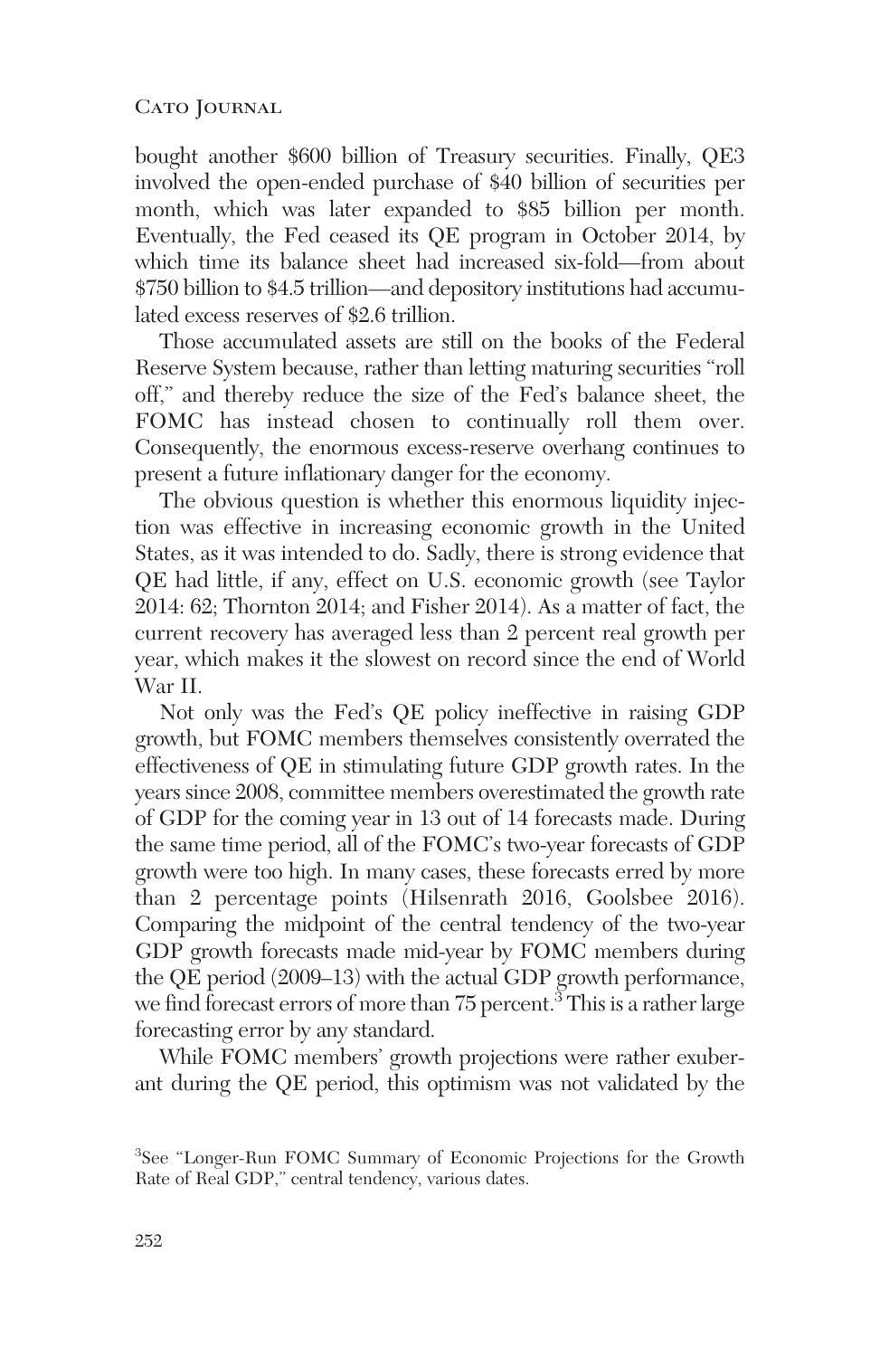bought another $600 billion of Treasury securities. Finally, QE3 involved the open-ended purchase of $40 billion of securities per month, which was later expanded to $85 billion per month. Eventually, the Fed ceased its QE program in October 2014, by which time its balance sheet had increased six-fold—from about $750 billion to $4.5 trillion—and depository institutions had accumulated excess reserves of $2.6 trillion.

Those accumulated assets are still on the books of the Federal Reserve System because, rather than letting maturing securities "roll off," and thereby reduce the size of the Fed's balance sheet, the FOMC has instead chosen to continually roll them over. Consequently, the enormous excess-reserve overhang continues to present a future inflationary danger for the economy.

The obvious question is whether this enormous liquidity injection was effective in increasing economic growth in the United States, as it was intended to do. Sadly, there is strong evidence that QE had little, if any, effect on U.S. economic growth (see Taylor 2014: 62; Thornton 2014; and Fisher 2014). As a matter of fact, the current recovery has averaged less than 2 percent real growth per year, which makes it the slowest on record since the end of World War II.

Not only was the Fed's QE policy ineffective in raising GDP growth, but FOMC members themselves consistently overrated the effectiveness of QE in stimulating future GDP growth rates. In the years since 2008, committee members overestimated the growth rate of GDP for the coming year in 13 out of 14 forecasts made. During the same time period, all of the FOMC's two-year forecasts of GDP growth were too high. In many cases, these forecasts erred by more than 2 percentage points (Hilsenrath 2016, Goolsbee 2016). Comparing the midpoint of the central tendency of the two-year GDP growth forecasts made mid-year by FOMC members during the QE period (2009–13) with the actual GDP growth performance, we find forecast errors of more than 75 percent.[3] This is a rather large forecasting error by any standard.

While FOMC members' growth projections were rather exuberant during the QE period, this optimism was not validated by the

[3]See "Longer-Run FOMC Summary of Economic Projections for the Growth Rate of Real GDP," central tendency, various dates.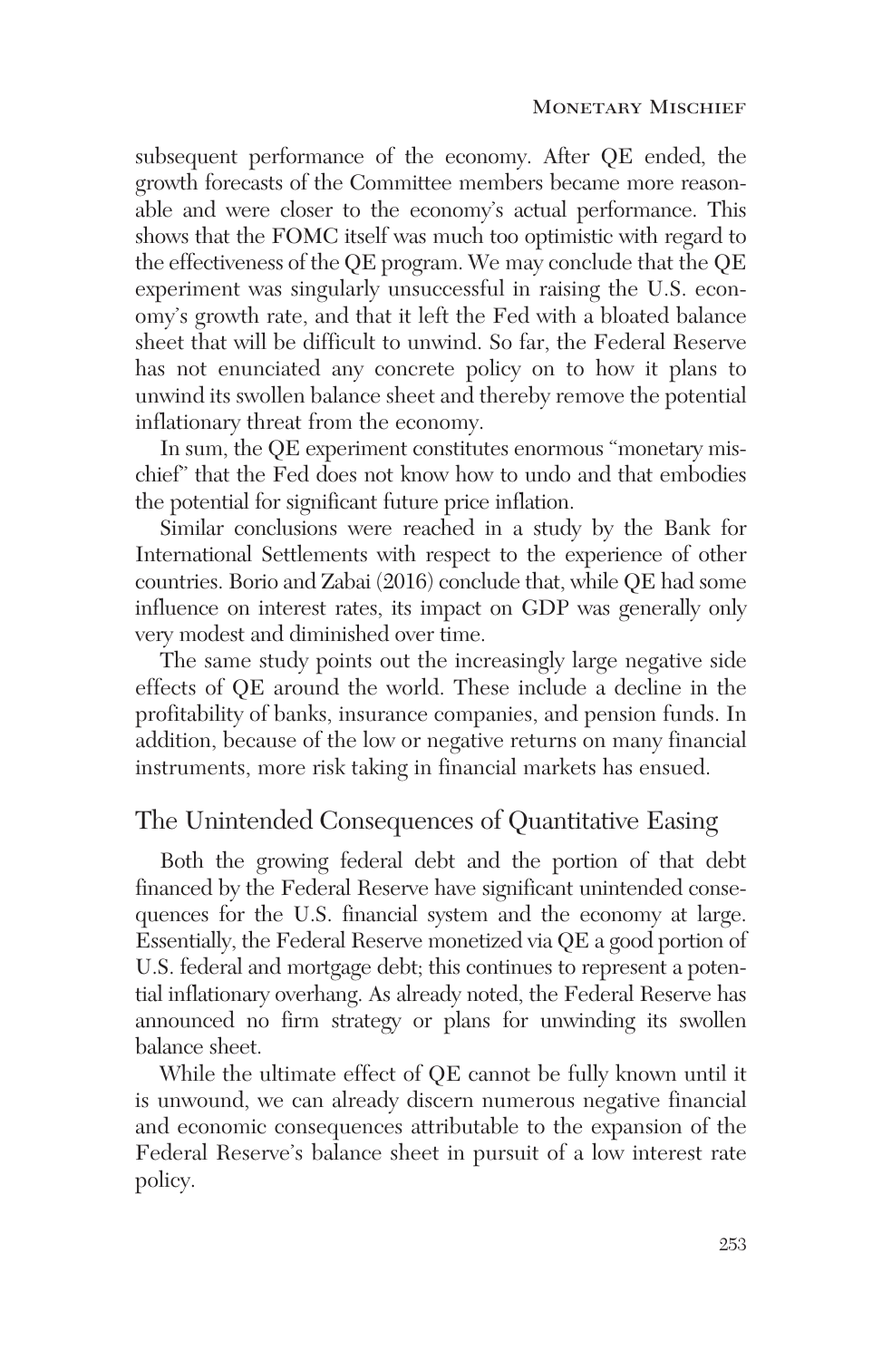subsequent performance of the economy. After QE ended, the growth forecasts of the Committee members became more reasonable and were closer to the economy's actual performance. This shows that the FOMC itself was much too optimistic with regard to the effectiveness of the QE program. We may conclude that the QE experiment was singularly unsuccessful in raising the U.S. economy's growth rate, and that it left the Fed with a bloated balance sheet that will be difficult to unwind. So far, the Federal Reserve has not enunciated any concrete policy on to how it plans to unwind its swollen balance sheet and thereby remove the potential inflationary threat from the economy.

In sum, the QE experiment constitutes enormous "monetary mischief" that the Fed does not know how to undo and that embodies the potential for significant future price inflation.

Similar conclusions were reached in a study by the Bank for International Settlements with respect to the experience of other countries. Borio and Zabai (2016) conclude that, while QE had some influence on interest rates, its impact on GDP was generally only very modest and diminished over time.

The same study points out the increasingly large negative side effects of QE around the world. These include a decline in the profitability of banks, insurance companies, and pension funds. In addition, because of the low or negative returns on many financial instruments, more risk taking in financial markets has ensued.

## The Unintended Consequences of Quantitative Easing

Both the growing federal debt and the portion of that debt financed by the Federal Reserve have significant unintended consequences for the U.S. financial system and the economy at large. Essentially, the Federal Reserve monetized via QE a good portion of U.S. federal and mortgage debt; this continues to represent a potential inflationary overhang. As already noted, the Federal Reserve has announced no firm strategy or plans for unwinding its swollen balance sheet.

While the ultimate effect of QE cannot be fully known until it is unwound, we can already discern numerous negative financial and economic consequences attributable to the expansion of the Federal Reserve's balance sheet in pursuit of a low interest rate policy.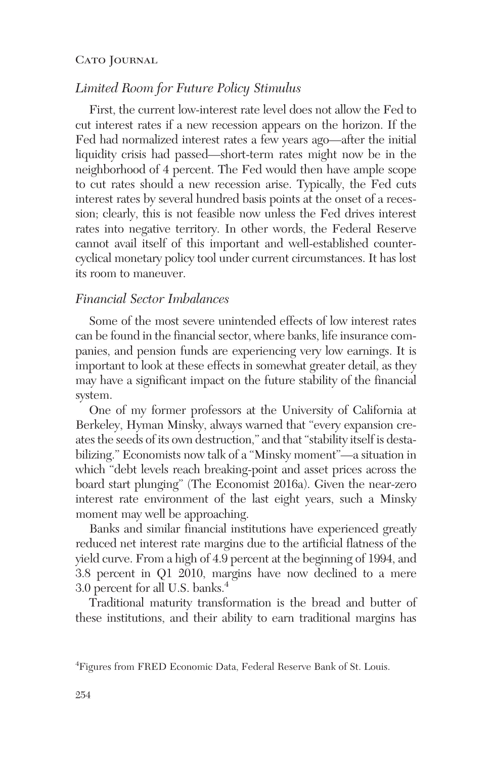### *Limited Room for Future Policy Stimulus*

First, the current low-interest rate level does not allow the Fed to cut interest rates if a new recession appears on the horizon. If the Fed had normalized interest rates a few years ago—after the initial liquidity crisis had passed—short-term rates might now be in the neighborhood of 4 percent. The Fed would then have ample scope to cut rates should a new recession arise. Typically, the Fed cuts interest rates by several hundred basis points at the onset of a recession; clearly, this is not feasible now unless the Fed drives interest rates into negative territory. In other words, the Federal Reserve cannot avail itself of this important and well-established countercyclical monetary policy tool under current circumstances. It has lost its room to maneuver.

### *Financial Sector Imbalances*

Some of the most severe unintended effects of low interest rates can be found in the financial sector, where banks, life insurance companies, and pension funds are experiencing very low earnings. It is important to look at these effects in somewhat greater detail, as they may have a significant impact on the future stability of the financial system.

One of my former professors at the University of California at Berkeley, Hyman Minsky, always warned that "every expansion creates the seeds of its own destruction," and that "stability itself is destabilizing." Economists now talk of a "Minsky moment"—a situation in which "debt levels reach breaking-point and asset prices across the board start plunging" (The Economist 2016a). Given the near-zero interest rate environment of the last eight years, such a Minsky moment may well be approaching.

Banks and similar financial institutions have experienced greatly reduced net interest rate margins due to the artificial flatness of the yield curve. From a high of 4.9 percent at the beginning of 1994, and 3.8 percent in Q1 2010, margins have now declined to a mere 3.0 percent for all U.S. banks.[4]

Traditional maturity transformation is the bread and butter of these institutions, and their ability to earn traditional margins has

[4]Figures from FRED Economic Data, Federal Reserve Bank of St. Louis.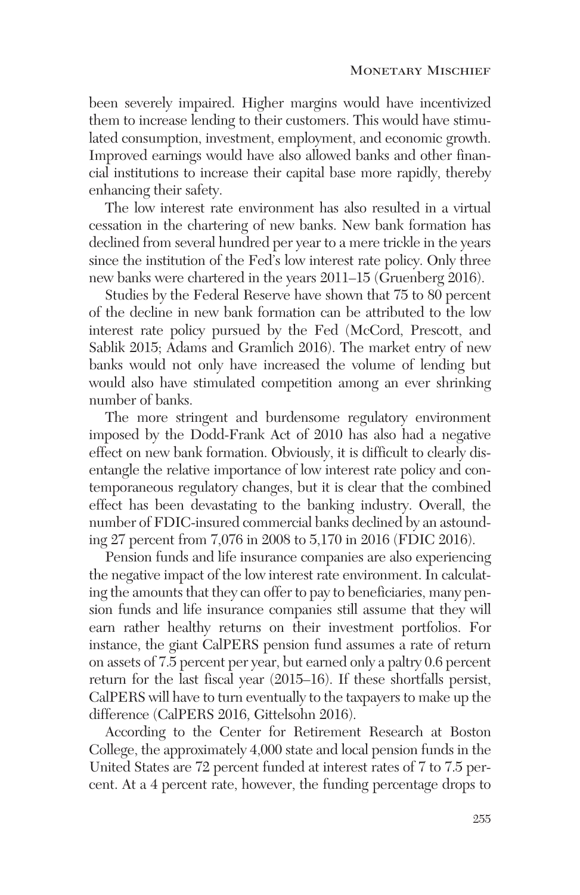been severely impaired. Higher margins would have incentivized them to increase lending to their customers. This would have stimulated consumption, investment, employment, and economic growth. Improved earnings would have also allowed banks and other financial institutions to increase their capital base more rapidly, thereby enhancing their safety.

The low interest rate environment has also resulted in a virtual cessation in the chartering of new banks. New bank formation has declined from several hundred per year to a mere trickle in the years since the institution of the Fed's low interest rate policy. Only three new banks were chartered in the years 2011–15 (Gruenberg 2016).

Studies by the Federal Reserve have shown that 75 to 80 percent of the decline in new bank formation can be attributed to the low interest rate policy pursued by the Fed (McCord, Prescott, and Sablik 2015; Adams and Gramlich 2016). The market entry of new banks would not only have increased the volume of lending but would also have stimulated competition among an ever shrinking number of banks.

The more stringent and burdensome regulatory environment imposed by the Dodd-Frank Act of 2010 has also had a negative effect on new bank formation. Obviously, it is difficult to clearly disentangle the relative importance of low interest rate policy and contemporaneous regulatory changes, but it is clear that the combined effect has been devastating to the banking industry. Overall, the number of FDIC-insured commercial banks declined by an astounding 27 percent from 7,076 in 2008 to 5,170 in 2016 (FDIC 2016).

Pension funds and life insurance companies are also experiencing the negative impact of the low interest rate environment. In calculating the amounts that they can offer to pay to beneficiaries, many pension funds and life insurance companies still assume that they will earn rather healthy returns on their investment portfolios. For instance, the giant CalPERS pension fund assumes a rate of return on assets of 7.5 percent per year, but earned only a paltry 0.6 percent return for the last fiscal year (2015–16). If these shortfalls persist, CalPERS will have to turn eventually to the taxpayers to make up the difference (CalPERS 2016, Gittelsohn 2016).

According to the Center for Retirement Research at Boston College, the approximately 4,000 state and local pension funds in the United States are 72 percent funded at interest rates of 7 to 7.5 percent. At a 4 percent rate, however, the funding percentage drops to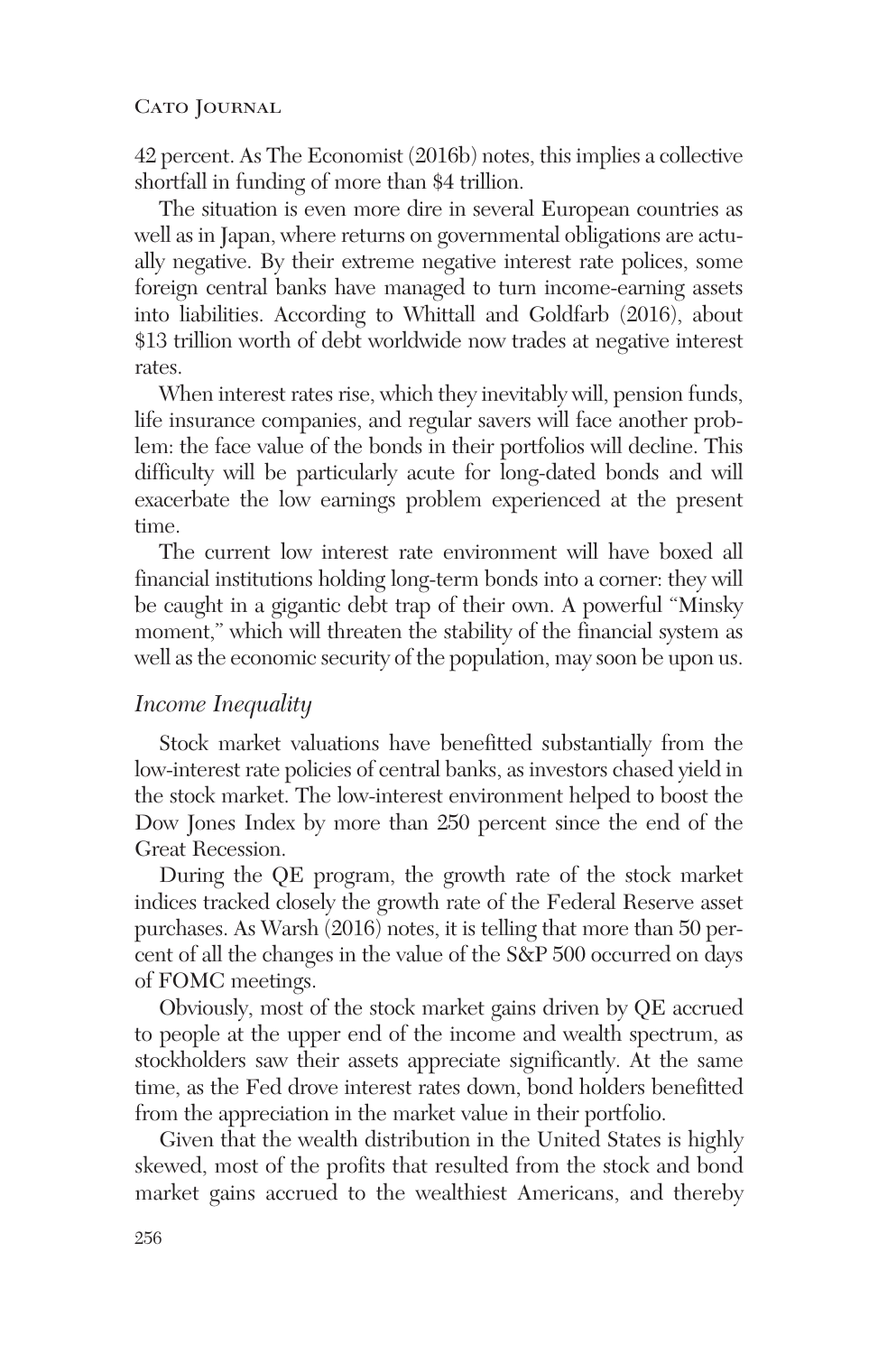42 percent. As The Economist (2016b) notes, this implies a collective shortfall in funding of more than $4 trillion.

The situation is even more dire in several European countries as well as in Japan, where returns on governmental obligations are actually negative. By their extreme negative interest rate polices, some foreign central banks have managed to turn income-earning assets into liabilities. According to Whittall and Goldfarb (2016), about $13 trillion worth of debt worldwide now trades at negative interest rates.

When interest rates rise, which they inevitably will, pension funds, life insurance companies, and regular savers will face another problem: the face value of the bonds in their portfolios will decline. This difficulty will be particularly acute for long-dated bonds and will exacerbate the low earnings problem experienced at the present time.

The current low interest rate environment will have boxed all financial institutions holding long-term bonds into a corner: they will be caught in a gigantic debt trap of their own. A powerful "Minsky moment," which will threaten the stability of the financial system as well as the economic security of the population, may soon be upon us.

### *Income Inequality*

Stock market valuations have benefitted substantially from the low-interest rate policies of central banks, as investors chased yield in the stock market. The low-interest environment helped to boost the Dow Jones Index by more than 250 percent since the end of the Great Recession.

During the QE program, the growth rate of the stock market indices tracked closely the growth rate of the Federal Reserve asset purchases. As Warsh (2016) notes, it is telling that more than 50 percent of all the changes in the value of the S&P 500 occurred on days of FOMC meetings.

Obviously, most of the stock market gains driven by QE accrued to people at the upper end of the income and wealth spectrum, as stockholders saw their assets appreciate significantly. At the same time, as the Fed drove interest rates down, bond holders benefitted from the appreciation in the market value in their portfolio.

Given that the wealth distribution in the United States is highly skewed, most of the profits that resulted from the stock and bond market gains accrued to the wealthiest Americans, and thereby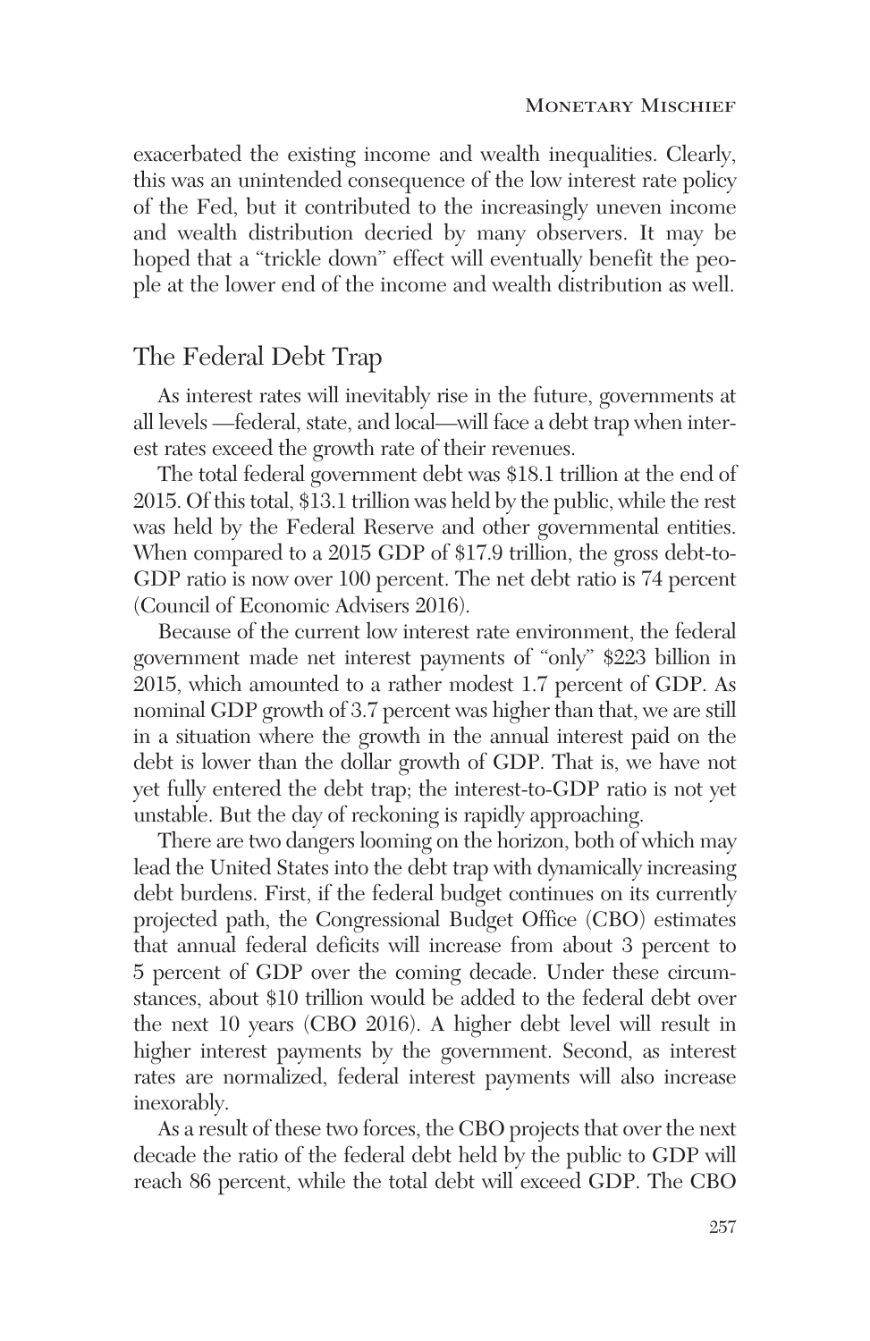exacerbated the existing income and wealth inequalities. Clearly, this was an unintended consequence of the low interest rate policy of the Fed, but it contributed to the increasingly uneven income and wealth distribution decried by many observers. It may be hoped that a "trickle down" effect will eventually benefit the people at the lower end of the income and wealth distribution as well.

## The Federal Debt Trap

As interest rates will inevitably rise in the future, governments at all levels —federal, state, and local—will face a debt trap when interest rates exceed the growth rate of their revenues.

The total federal government debt was $18.1 trillion at the end of 2015. Of this total, $13.1 trillion was held by the public, while the rest was held by the Federal Reserve and other governmental entities. When compared to a 2015 GDP of $17.9 trillion, the gross debt-to-GDP ratio is now over 100 percent. The net debt ratio is 74 percent (Council of Economic Advisers 2016).

Because of the current low interest rate environment, the federal government made net interest payments of "only" $223 billion in 2015, which amounted to a rather modest 1.7 percent of GDP. As nominal GDP growth of 3.7 percent was higher than that, we are still in a situation where the growth in the annual interest paid on the debt is lower than the dollar growth of GDP. That is, we have not yet fully entered the debt trap; the interest-to-GDP ratio is not yet unstable. But the day of reckoning is rapidly approaching.

There are two dangers looming on the horizon, both of which may lead the United States into the debt trap with dynamically increasing debt burdens. First, if the federal budget continues on its currently projected path, the Congressional Budget Office (CBO) estimates that annual federal deficits will increase from about 3 percent to 5 percent of GDP over the coming decade. Under these circumstances, about $10 trillion would be added to the federal debt over the next 10 years (CBO 2016). A higher debt level will result in higher interest payments by the government. Second, as interest rates are normalized, federal interest payments will also increase inexorably.

As a result of these two forces, the CBO projects that over the next decade the ratio of the federal debt held by the public to GDP will reach 86 percent, while the total debt will exceed GDP. The CBO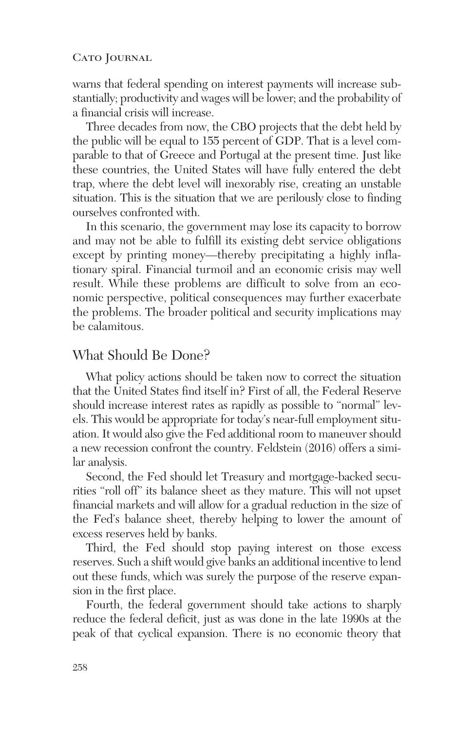warns that federal spending on interest payments will increase substantially; productivity and wages will be lower; and the probability of a financial crisis will increase.

Three decades from now, the CBO projects that the debt held by the public will be equal to 155 percent of GDP. That is a level comparable to that of Greece and Portugal at the present time. Just like these countries, the United States will have fully entered the debt trap, where the debt level will inexorably rise, creating an unstable situation. This is the situation that we are perilously close to finding ourselves confronted with.

In this scenario, the government may lose its capacity to borrow and may not be able to fulfill its existing debt service obligations except by printing money—thereby precipitating a highly inflationary spiral. Financial turmoil and an economic crisis may well result. While these problems are difficult to solve from an economic perspective, political consequences may further exacerbate the problems. The broader political and security implications may be calamitous.

## What Should Be Done?

What policy actions should be taken now to correct the situation that the United States find itself in? First of all, the Federal Reserve should increase interest rates as rapidly as possible to "normal" levels. This would be appropriate for today's near-full employment situation. It would also give the Fed additional room to maneuver should a new recession confront the country. Feldstein (2016) offers a similar analysis.

Second, the Fed should let Treasury and mortgage-backed securities "roll off" its balance sheet as they mature. This will not upset financial markets and will allow for a gradual reduction in the size of the Fed's balance sheet, thereby helping to lower the amount of excess reserves held by banks.

Third, the Fed should stop paying interest on those excess reserves. Such a shift would give banks an additional incentive to lend out these funds, which was surely the purpose of the reserve expansion in the first place.

Fourth, the federal government should take actions to sharply reduce the federal deficit, just as was done in the late 1990s at the peak of that cyclical expansion. There is no economic theory that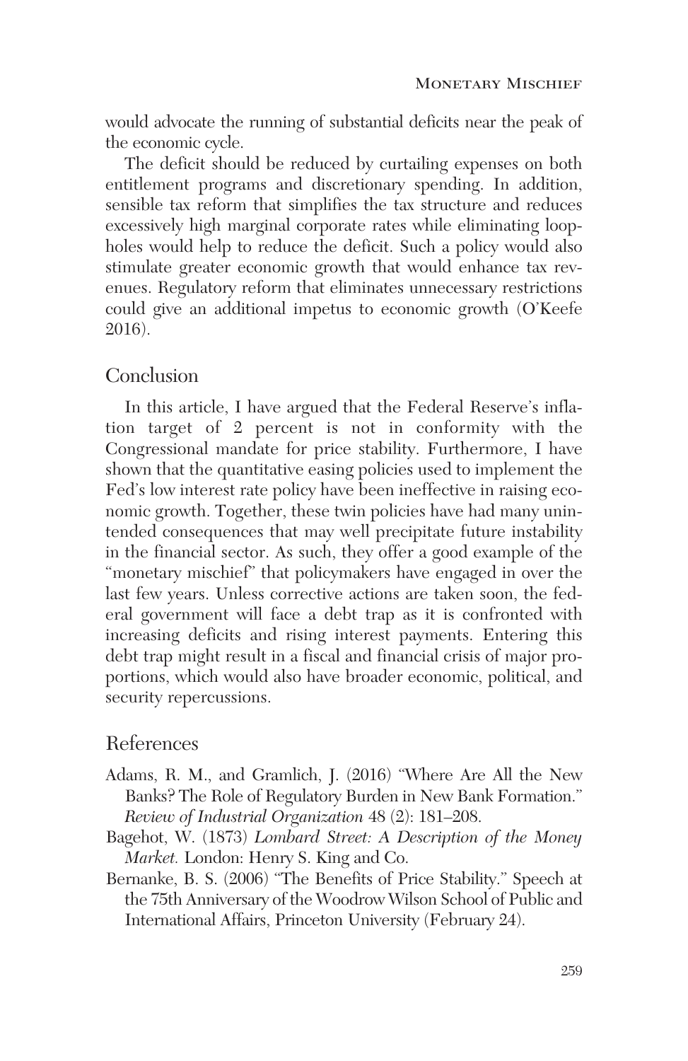would advocate the running of substantial deficits near the peak of the economic cycle.

The deficit should be reduced by curtailing expenses on both entitlement programs and discretionary spending. In addition, sensible tax reform that simplifies the tax structure and reduces excessively high marginal corporate rates while eliminating loopholes would help to reduce the deficit. Such a policy would also stimulate greater economic growth that would enhance tax revenues. Regulatory reform that eliminates unnecessary restrictions could give an additional impetus to economic growth (O'Keefe 2016).

## Conclusion

In this article, I have argued that the Federal Reserve's inflation target of 2 percent is not in conformity with the Congressional mandate for price stability. Furthermore, I have shown that the quantitative easing policies used to implement the Fed's low interest rate policy have been ineffective in raising economic growth. Together, these twin policies have had many unintended consequences that may well precipitate future instability in the financial sector. As such, they offer a good example of the "monetary mischief" that policymakers have engaged in over the last few years. Unless corrective actions are taken soon, the federal government will face a debt trap as it is confronted with increasing deficits and rising interest payments. Entering this debt trap might result in a fiscal and financial crisis of major proportions, which would also have broader economic, political, and security repercussions.

## References

Adams, R. M., and Gramlich, J. (2016) "Where Are All the New Banks? The Role of Regulatory Burden in New Bank Formation." *Review of Industrial Organization* 48 (2): 181–208.

Bagehot, W. (1873) *Lombard Street: A Description of the Money Market.* London: Henry S. King and Co.

Bernanke, B. S. (2006) "The Benefits of Price Stability." Speech at the 75th Anniversary of the Woodrow Wilson School of Public and International Affairs, Princeton University (February 24).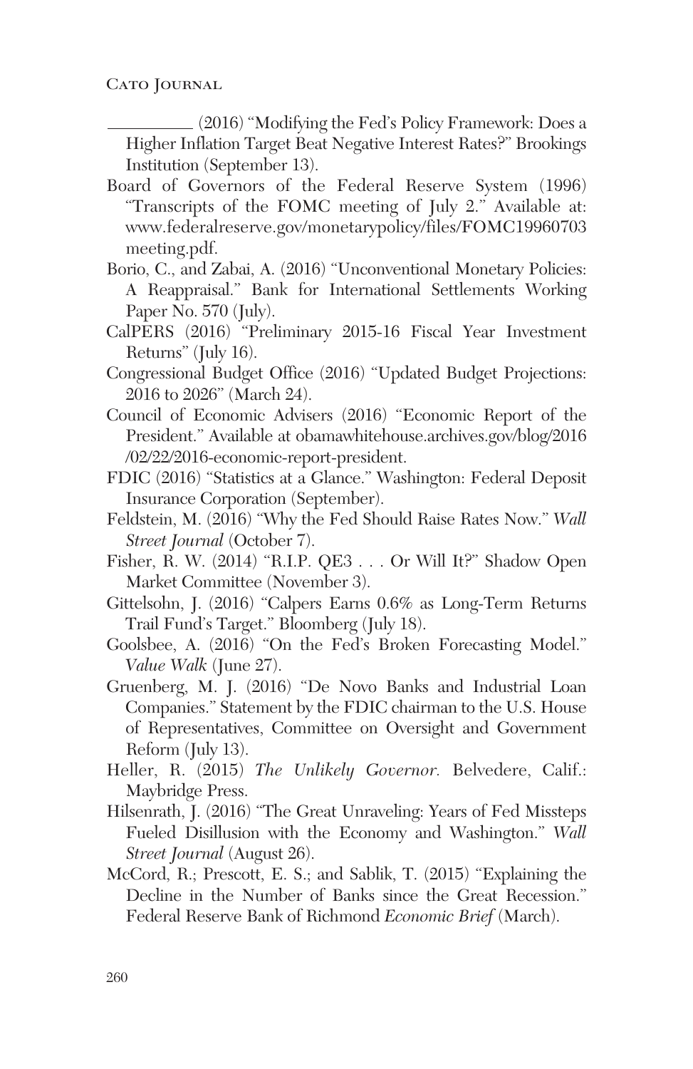\_\_\_\_\_\_\_\_\_\_ (2016) "Modifying the Fed's Policy Framework: Does a Higher Inflation Target Beat Negative Interest Rates?" Brookings Institution (September 13).

Board of Governors of the Federal Reserve System (1996) "Transcripts of the FOMC meeting of July 2." Available at: www.federalreserve.gov/monetarypolicy/files/FOMC19960703meeting.pdf.

Borio, C., and Zabai, A. (2016) "Unconventional Monetary Policies: A Reappraisal." Bank for International Settlements Working Paper No. 570 (July).

CalPERS (2016) "Preliminary 2015-16 Fiscal Year Investment Returns" (July 16).

Congressional Budget Office (2016) "Updated Budget Projections: 2016 to 2026" (March 24).

Council of Economic Advisers (2016) "Economic Report of the President." Available at obamawhitehouse.archives.gov/blog/2016/02/22/2016-economic-report-president.

FDIC (2016) "Statistics at a Glance." Washington: Federal Deposit Insurance Corporation (September).

Feldstein, M. (2016) "Why the Fed Should Raise Rates Now." *Wall Street Journal* (October 7).

Fisher, R. W. (2014) "R.I.P. QE3 . . . Or Will It?" Shadow Open Market Committee (November 3).

Gittelsohn, J. (2016) "Calpers Earns 0.6% as Long-Term Returns Trail Fund's Target." Bloomberg (July 18).

Goolsbee, A. (2016) "On the Fed's Broken Forecasting Model." *Value Walk* (June 27).

Gruenberg, M. J. (2016) "De Novo Banks and Industrial Loan Companies." Statement by the FDIC chairman to the U.S. House of Representatives, Committee on Oversight and Government Reform (July 13).

Heller, R. (2015) *The Unlikely Governor.* Belvedere, Calif.: Maybridge Press.

Hilsenrath, J. (2016) "The Great Unraveling: Years of Fed Missteps Fueled Disillusion with the Economy and Washington." *Wall Street Journal* (August 26).

McCord, R.; Prescott, E. S.; and Sablik, T. (2015) "Explaining the Decline in the Number of Banks since the Great Recession." Federal Reserve Bank of Richmond *Economic Brief* (March).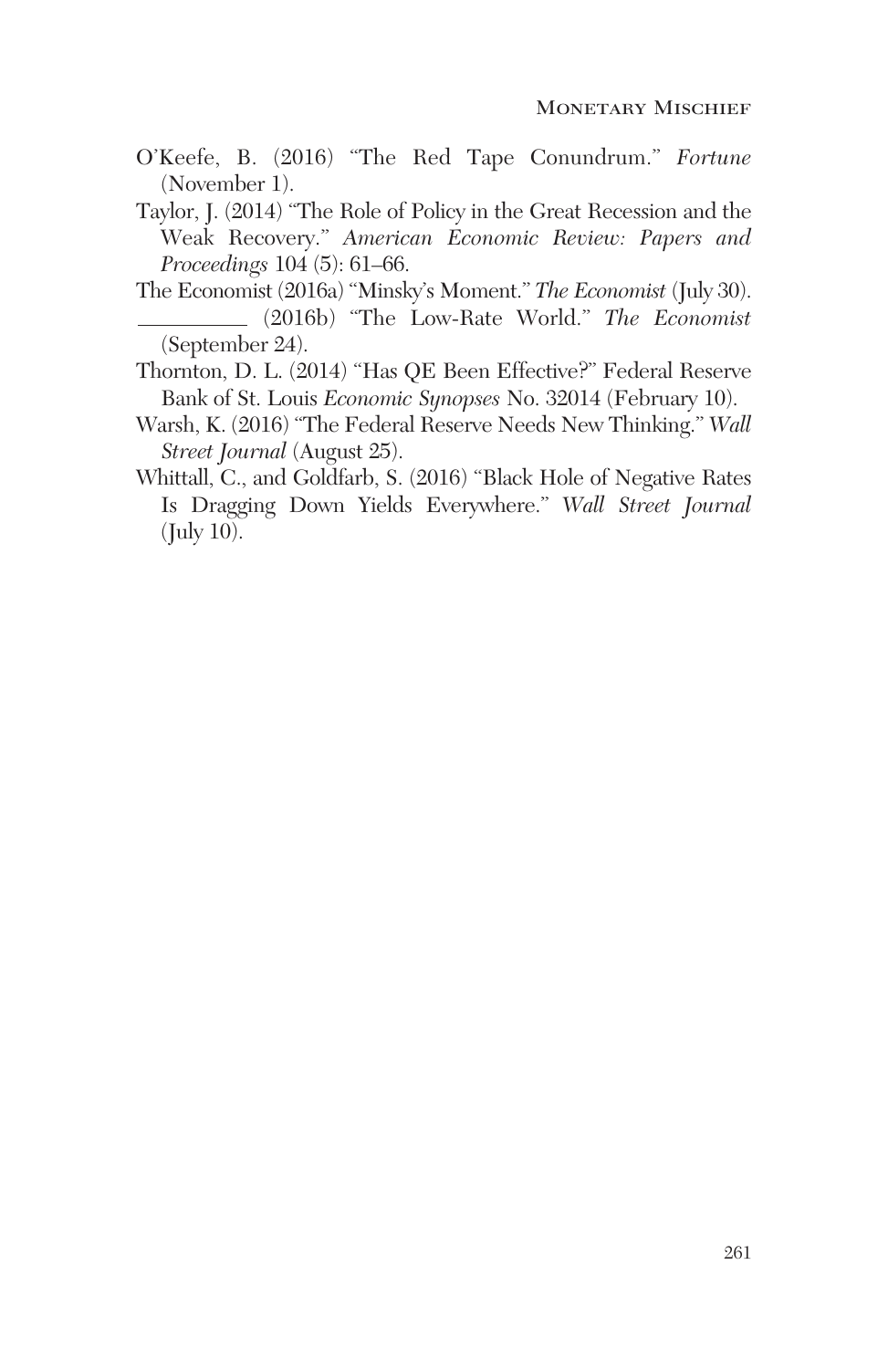O'Keefe, B. (2016) "The Red Tape Conundrum." *Fortune* (November 1).

Taylor, J. (2014) "The Role of Policy in the Great Recession and the Weak Recovery." *American Economic Review: Papers and Proceedings* 104 (5): 61–66.

The Economist (2016a) "Minsky's Moment." *The Economist* (July 30).

\_\_\_\_\_\_\_\_\_\_ (2016b) "The Low-Rate World." *The Economist* (September 24).

Thornton, D. L. (2014) "Has QE Been Effective?" Federal Reserve Bank of St. Louis *Economic Synopses* No. 32014 (February 10).

Warsh, K. (2016) "The Federal Reserve Needs New Thinking." *Wall Street Journal* (August 25).

Whittall, C., and Goldfarb, S. (2016) "Black Hole of Negative Rates Is Dragging Down Yields Everywhere." *Wall Street Journal* (July 10).